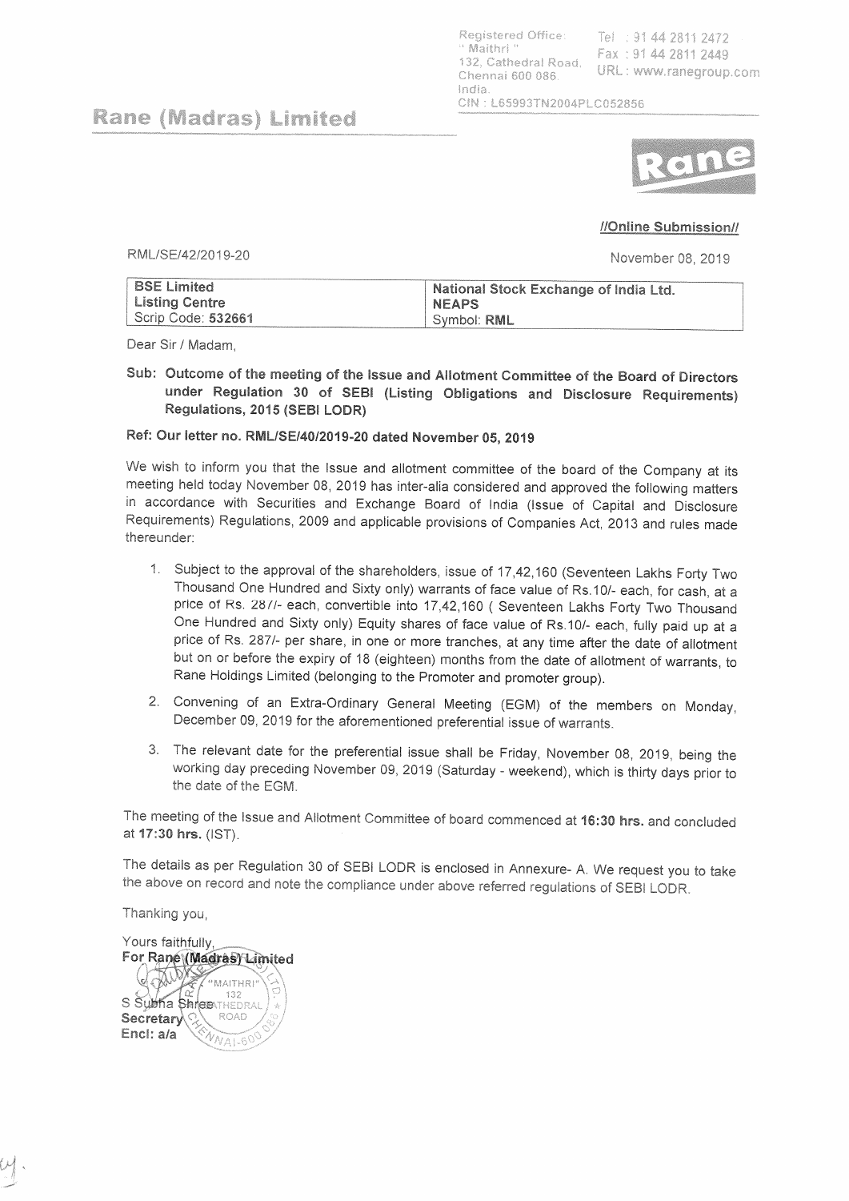Registered Office: "Maithri" 132, Cathedral Road, Chennai 600 086. India.
CIN : L65993TN2004PLC052856

Tel : 91 44 2811 2472
Fax : 91 44 2811 2449
URL : www.ranegroup.com

# Rane (Madras) Limited

**//Online Submission//**

RML/SE/42/2019-20

November 08, 2019

| BSE Limited<br>Listing Centre<br>Scrip Code: **532661** | National Stock Exchange of India Ltd.<br>**NEAPS**<br>Symbol: **RML** |
|---|---|

Dear Sir / Madam,

**Sub: Outcome of the meeting of the Issue and Allotment Committee of the Board of Directors under Regulation 30 of SEBI (Listing Obligations and Disclosure Requirements) Regulations, 2015 (SEBI LODR)**

**Ref: Our letter no. RML/SE/40/2019-20 dated November 05, 2019**

We wish to inform you that the Issue and allotment committee of the board of the Company at its meeting held today November 08, 2019 has inter-alia considered and approved the following matters in accordance with Securities and Exchange Board of India (Issue of Capital and Disclosure Requirements) Regulations, 2009 and applicable provisions of Companies Act, 2013 and rules made thereunder:

1. Subject to the approval of the shareholders, issue of 17,42,160 (Seventeen Lakhs Forty Two Thousand One Hundred and Sixty only) warrants of face value of Rs.10/- each, for cash, at a price of Rs. 287/- each, convertible into 17,42,160 ( Seventeen Lakhs Forty Two Thousand One Hundred and Sixty only) Equity shares of face value of Rs.10/- each, fully paid up at a price of Rs. 287/- per share, in one or more tranches, at any time after the date of allotment but on or before the expiry of 18 (eighteen) months from the date of allotment of warrants, to Rane Holdings Limited (belonging to the Promoter and promoter group).
2. Convening of an Extra-Ordinary General Meeting (EGM) of the members on Monday, December 09, 2019 for the aforementioned preferential issue of warrants.
3. The relevant date for the preferential issue shall be Friday, November 08, 2019, being the working day preceding November 09, 2019 (Saturday - weekend), which is thirty days prior to the date of the EGM.

The meeting of the Issue and Allotment Committee of board commenced at **16:30 hrs.** and concluded at **17:30 hrs.** (IST).

The details as per Regulation 30 of SEBI LODR is enclosed in Annexure- A. We request you to take the above on record and note the compliance under above referred regulations of SEBI LODR.

Thanking you,

Yours faithfully,
**For Rane (Madras) Limited**

S Subha Shree
**Secretary**
**Encl: a/a**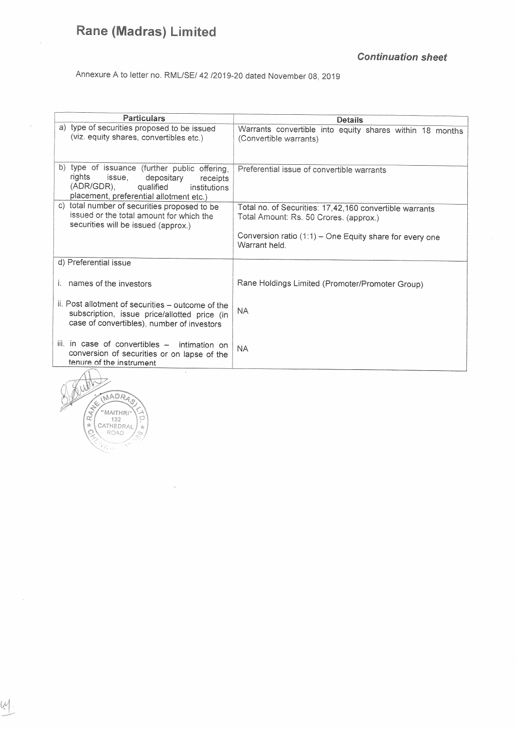# Rane (Madras) Limited

***Continuation sheet***

Annexure A to letter no. RML/SE/ 42 /2019-20 dated November 08, 2019

| Particulars | Details |
|---|---|
| a) type of securities proposed to be issued (viz. equity shares, convertibles etc.) | Warrants convertible into equity shares within 18 months (Convertible warrants) |
| b) type of issuance (further public offering, rights issue, depositary receipts (ADR/GDR), qualified institutions placement, preferential allotment etc.) | Preferential issue of convertible warrants |
| c) total number of securities proposed to be issued or the total amount for which the securities will be issued (approx.) | Total no. of Securities: 17,42,160 convertible warrants<br>Total Amount: Rs. 50 Crores. (approx.)<br><br>Conversion ratio (1:1) – One Equity share for every one Warrant held. |
| d) Preferential issue | |
| i. names of the investors | Rane Holdings Limited (Promoter/Promoter Group) |
| ii. Post allotment of securities – outcome of the subscription, issue price/allotted price (in case of convertibles), number of investors | NA |
| iii. in case of convertibles – intimation on conversion of securities or on lapse of the tenure of the instrument | NA |

RANE (MADRAS) LTD. "MAITHRI" 132 CATHEDRAL ROAD CHENNAI 600 086